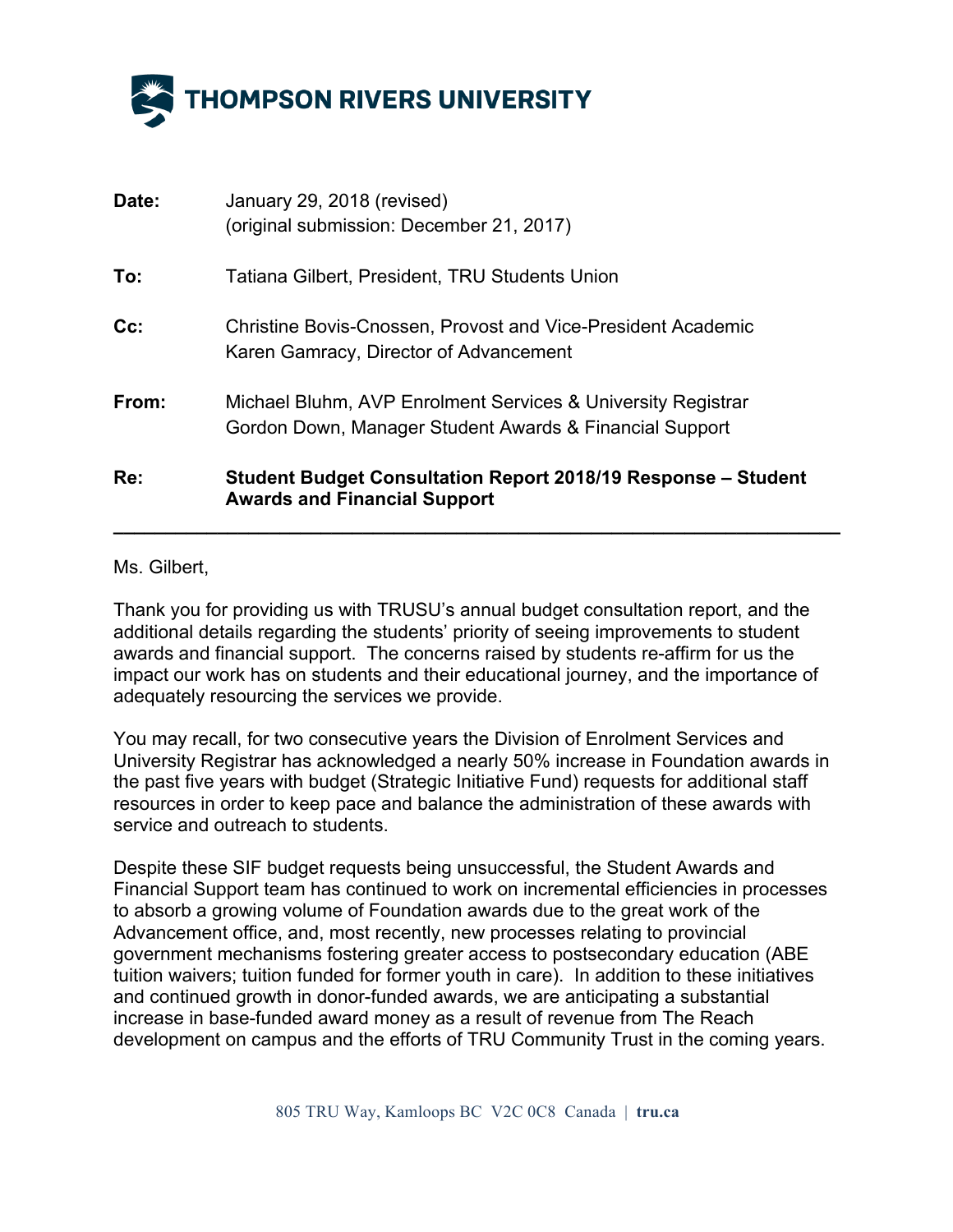# THOMPSON RIVERS UNIVERSITY

**Date:** January 29, 2018 (revised)
(original submission: December 21, 2017)

**To:** Tatiana Gilbert, President, TRU Students Union

**Cc:** Christine Bovis-Cnossen, Provost and Vice-President Academic
Karen Gamracy, Director of Advancement

**From:** Michael Bluhm, AVP Enrolment Services & University Registrar
Gordon Down, Manager Student Awards & Financial Support

**Re:** **Student Budget Consultation Report 2018/19 Response – Student Awards and Financial Support**

---

Ms. Gilbert,

Thank you for providing us with TRUSU's annual budget consultation report, and the additional details regarding the students' priority of seeing improvements to student awards and financial support. The concerns raised by students re-affirm for us the impact our work has on students and their educational journey, and the importance of adequately resourcing the services we provide.

You may recall, for two consecutive years the Division of Enrolment Services and University Registrar has acknowledged a nearly 50% increase in Foundation awards in the past five years with budget (Strategic Initiative Fund) requests for additional staff resources in order to keep pace and balance the administration of these awards with service and outreach to students.

Despite these SIF budget requests being unsuccessful, the Student Awards and Financial Support team has continued to work on incremental efficiencies in processes to absorb a growing volume of Foundation awards due to the great work of the Advancement office, and, most recently, new processes relating to provincial government mechanisms fostering greater access to postsecondary education (ABE tuition waivers; tuition funded for former youth in care). In addition to these initiatives and continued growth in donor-funded awards, we are anticipating a substantial increase in base-funded award money as a result of revenue from The Reach development on campus and the efforts of TRU Community Trust in the coming years.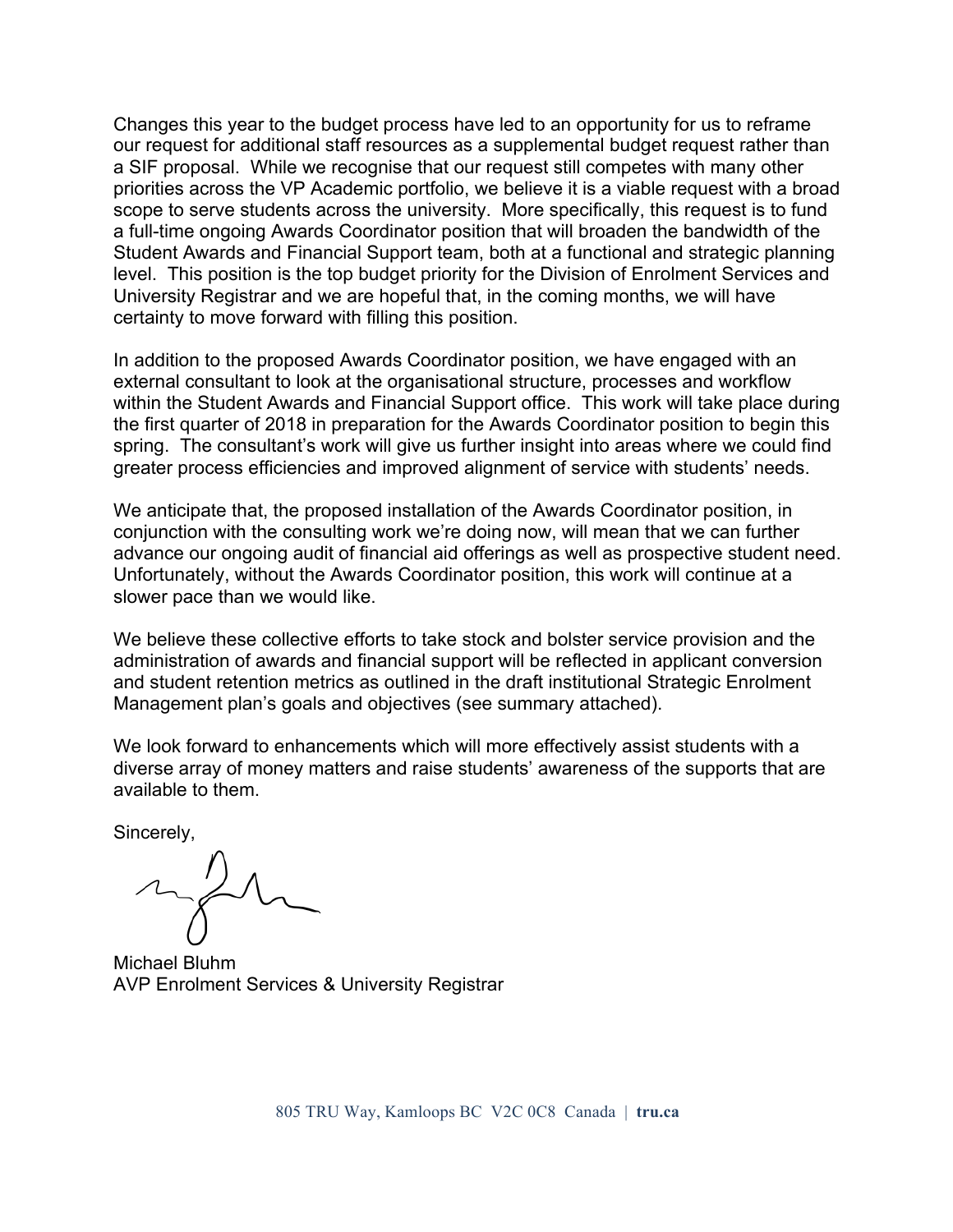Changes this year to the budget process have led to an opportunity for us to reframe our request for additional staff resources as a supplemental budget request rather than a SIF proposal. While we recognise that our request still competes with many other priorities across the VP Academic portfolio, we believe it is a viable request with a broad scope to serve students across the university. More specifically, this request is to fund a full-time ongoing Awards Coordinator position that will broaden the bandwidth of the Student Awards and Financial Support team, both at a functional and strategic planning level. This position is the top budget priority for the Division of Enrolment Services and University Registrar and we are hopeful that, in the coming months, we will have certainty to move forward with filling this position.

In addition to the proposed Awards Coordinator position, we have engaged with an external consultant to look at the organisational structure, processes and workflow within the Student Awards and Financial Support office. This work will take place during the first quarter of 2018 in preparation for the Awards Coordinator position to begin this spring. The consultant's work will give us further insight into areas where we could find greater process efficiencies and improved alignment of service with students' needs.

We anticipate that, the proposed installation of the Awards Coordinator position, in conjunction with the consulting work we're doing now, will mean that we can further advance our ongoing audit of financial aid offerings as well as prospective student need. Unfortunately, without the Awards Coordinator position, this work will continue at a slower pace than we would like.

We believe these collective efforts to take stock and bolster service provision and the administration of awards and financial support will be reflected in applicant conversion and student retention metrics as outlined in the draft institutional Strategic Enrolment Management plan's goals and objectives (see summary attached).

We look forward to enhancements which will more effectively assist students with a diverse array of money matters and raise students' awareness of the supports that are available to them.

Sincerely,

Michael Bluhm
AVP Enrolment Services & University Registrar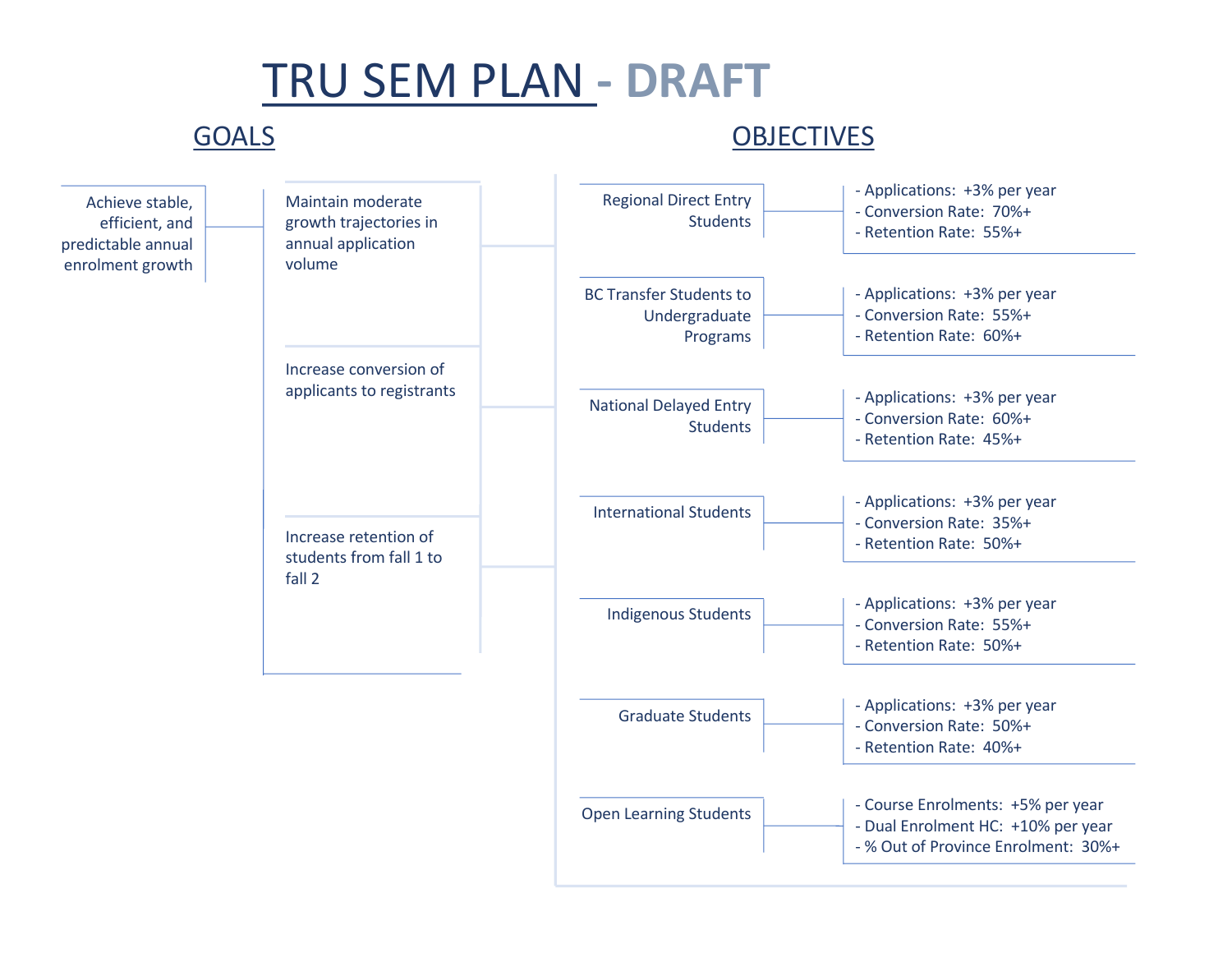# TRU SEM PLAN - DRAFT

## GOALS

Achieve stable, efficient, and predictable annual enrolment growth

- Maintain moderate growth trajectories in annual application volume
- Increase conversion of applicants to registrants
- Increase retention of students from fall 1 to fall 2

## OBJECTIVES

**Regional Direct Entry Students**
- Applications: +3% per year
- Conversion Rate: 70%+
- Retention Rate: 55%+

**BC Transfer Students to Undergraduate Programs**
- Applications: +3% per year
- Conversion Rate: 55%+
- Retention Rate: 60%+

**National Delayed Entry Students**
- Applications: +3% per year
- Conversion Rate: 60%+
- Retention Rate: 45%+

**International Students**
- Applications: +3% per year
- Conversion Rate: 35%+
- Retention Rate: 50%+

**Indigenous Students**
- Applications: +3% per year
- Conversion Rate: 55%+
- Retention Rate: 50%+

**Graduate Students**
- Applications: +3% per year
- Conversion Rate: 50%+
- Retention Rate: 40%+

**Open Learning Students**
- Course Enrolments: +5% per year
- Dual Enrolment HC: +10% per year
- % Out of Province Enrolment: 30%+